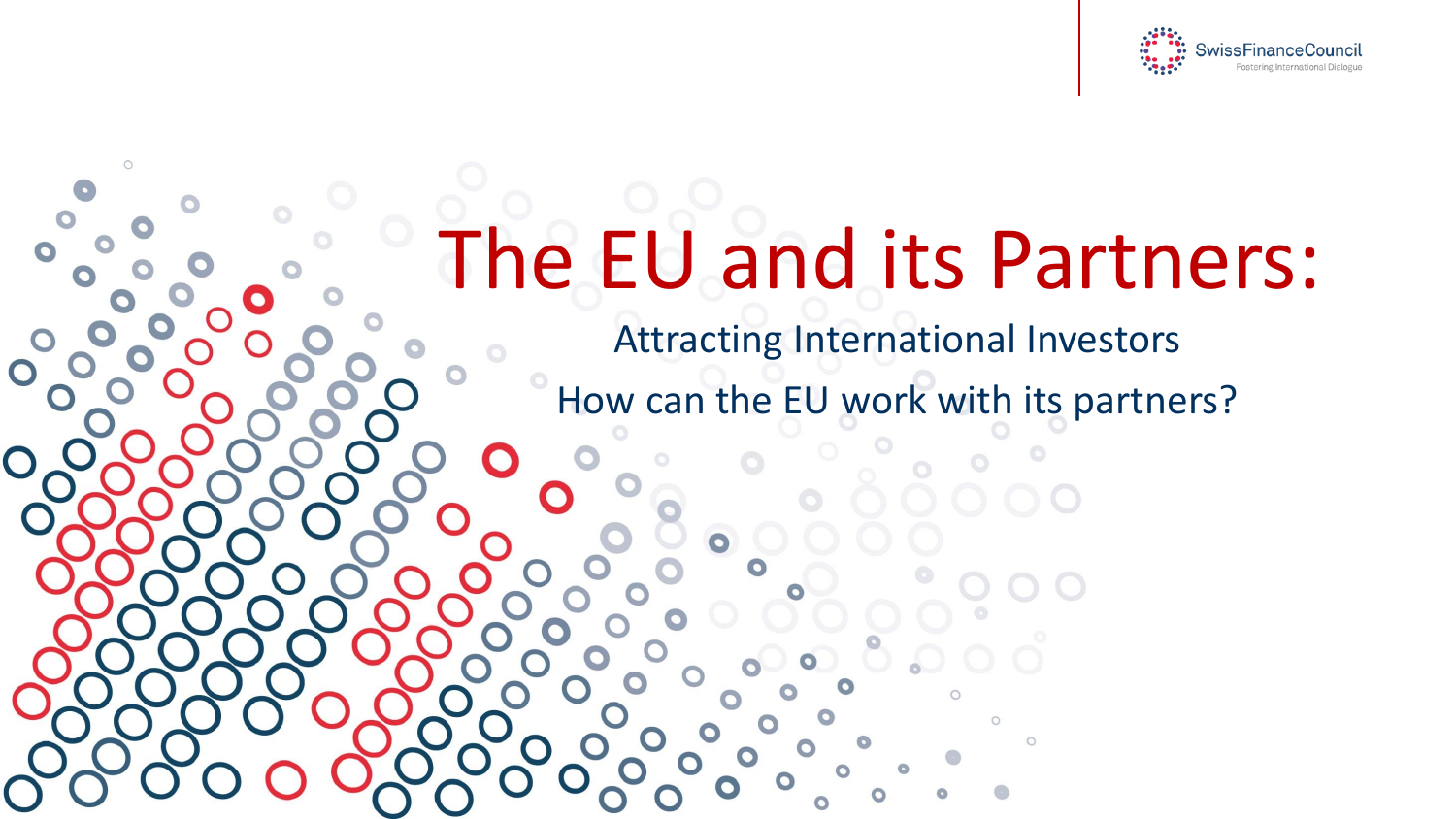SwissFinanceCouncil
Fostering International Dialogue

# The EU and its Partners:

## Attracting International Investors

## How can the EU work with its partners?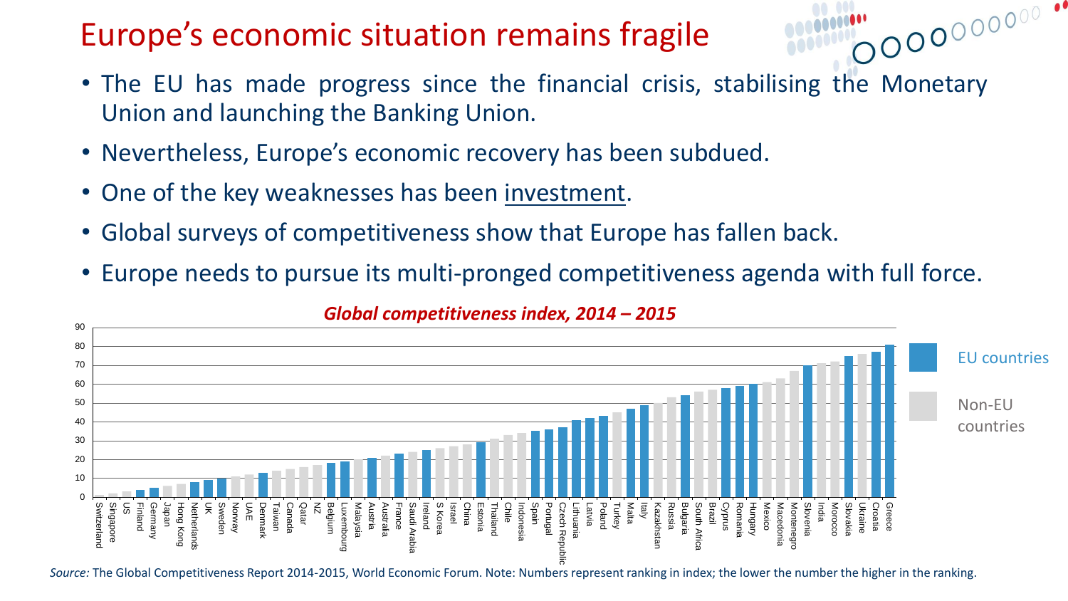# Europe's economic situation remains fragile

- The EU has made progress since the financial crisis, stabilising the Monetary Union and launching the Banking Union.
- Nevertheless, Europe's economic recovery has been subdued.
- One of the key weaknesses has been investment.
- Global surveys of competitiveness show that Europe has fallen back.
- Europe needs to pursue its multi-pronged competitiveness agenda with full force.

***Global competitiveness index, 2014 – 2015***

| Country | Ranking | Group |
|---|---|---|
| Switzerland | 1 | Non-EU countries |
| Singapore | 2 | Non-EU countries |
| US | 3 | Non-EU countries |
| Finland | 4 | EU countries |
| Germany | 5 | EU countries |
| Japan | 6 | Non-EU countries |
| Hong Kong | 7 | Non-EU countries |
| Netherlands | 8 | EU countries |
| UK | 9 | EU countries |
| Sweden | 10 | EU countries |
| Norway | 11 | Non-EU countries |
| UAE | 12 | Non-EU countries |
| Denmark | 13 | EU countries |
| Taiwan | 14 | Non-EU countries |
| Canada | 15 | Non-EU countries |
| Qatar | 16 | Non-EU countries |
| NZ | 17 | Non-EU countries |
| Belgium | 18 | EU countries |
| Luxembourg | 19 | EU countries |
| Malaysia | 20 | Non-EU countries |
| Austria | 21 | EU countries |
| Australia | 22 | Non-EU countries |
| France | 23 | EU countries |
| Saudi Arabia | 24 | Non-EU countries |
| Ireland | 25 | EU countries |
| S Korea | 26 | Non-EU countries |
| Israel | 27 | Non-EU countries |
| China | 28 | Non-EU countries |
| Estonia | 29 | EU countries |
| Thailand | 31 | Non-EU countries |
| Chile | 33 | Non-EU countries |
| Indonesia | 34 | Non-EU countries |
| Spain | 35 | EU countries |
| Portugal | 36 | EU countries |
| Czech Republic | 37 | EU countries |
| Lithuania | 41 | EU countries |
| Latvia | 42 | EU countries |
| Poland | 43 | EU countries |
| Turkey | 45 | Non-EU countries |
| Malta | 47 | EU countries |
| Italy | 49 | EU countries |
| Kazakhstan | 50 | Non-EU countries |
| Russia | 53 | Non-EU countries |
| Bulgaria | 54 | EU countries |
| South Africa | 56 | Non-EU countries |
| Brazil | 57 | Non-EU countries |
| Cyprus | 58 | EU countries |
| Romania | 59 | EU countries |
| Hungary | 60 | EU countries |
| Mexico | 61 | Non-EU countries |
| Macedonia | 63 | Non-EU countries |
| Montenegro | 67 | Non-EU countries |
| Slovenia | 70 | EU countries |
| India | 71 | Non-EU countries |
| Morocco | 72 | Non-EU countries |
| Slovakia | 75 | EU countries |
| Ukraine | 76 | Non-EU countries |
| Croatia | 77 | EU countries |
| Greece | 81 | EU countries |

*Source:* The Global Competitiveness Report 2014-2015, World Economic Forum. Note: Numbers represent ranking in index; the lower the number the higher in the ranking.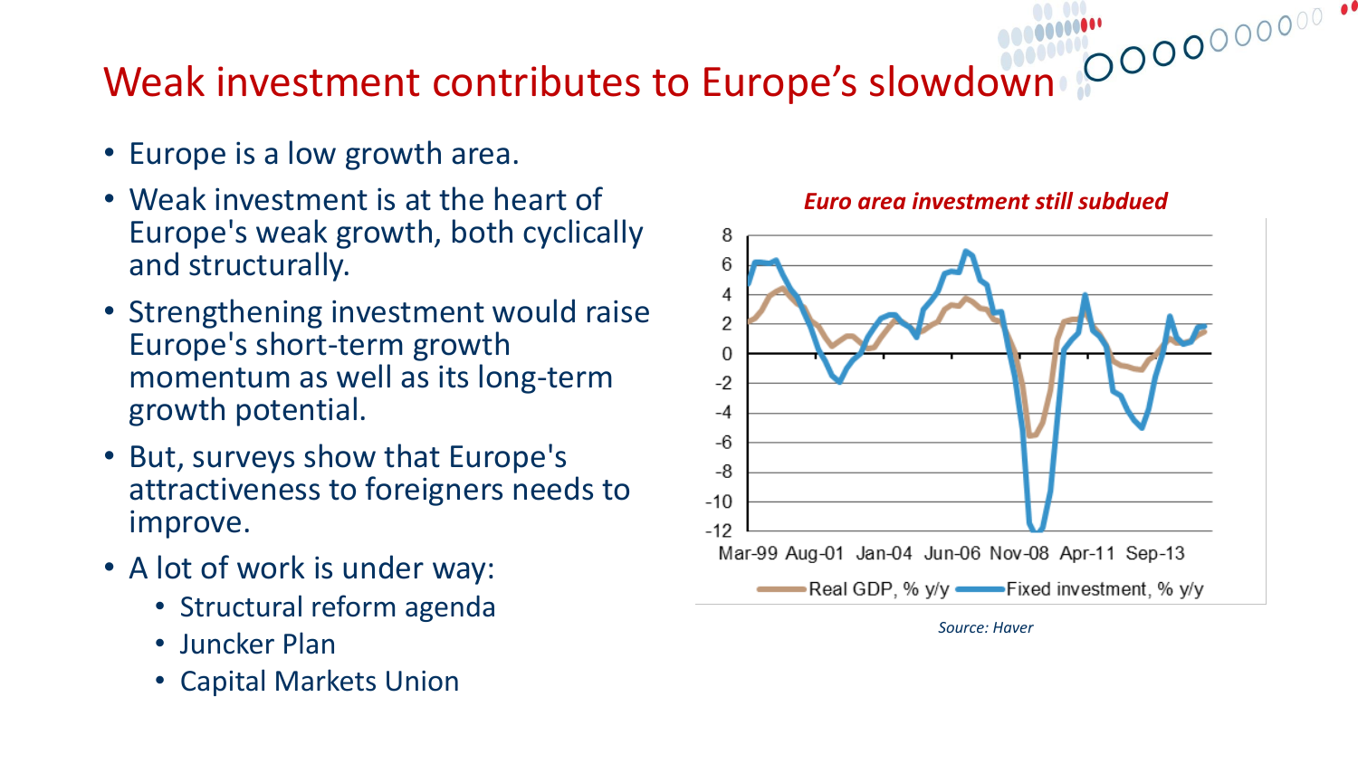# Weak investment contributes to Europe's slowdown

- Europe is a low growth area.
- Weak investment is at the heart of Europe's weak growth, both cyclically and structurally.
- Strengthening investment would raise Europe's short-term growth momentum as well as its long-term growth potential.
- But, surveys show that Europe's attractiveness to foreigners needs to improve.
- A lot of work is under way:
  - Structural reform agenda
  - Juncker Plan
  - Capital Markets Union

*Euro area investment still subdued*

Real GDP, % y/y — Fixed investment, % y/y

*Source: Haver*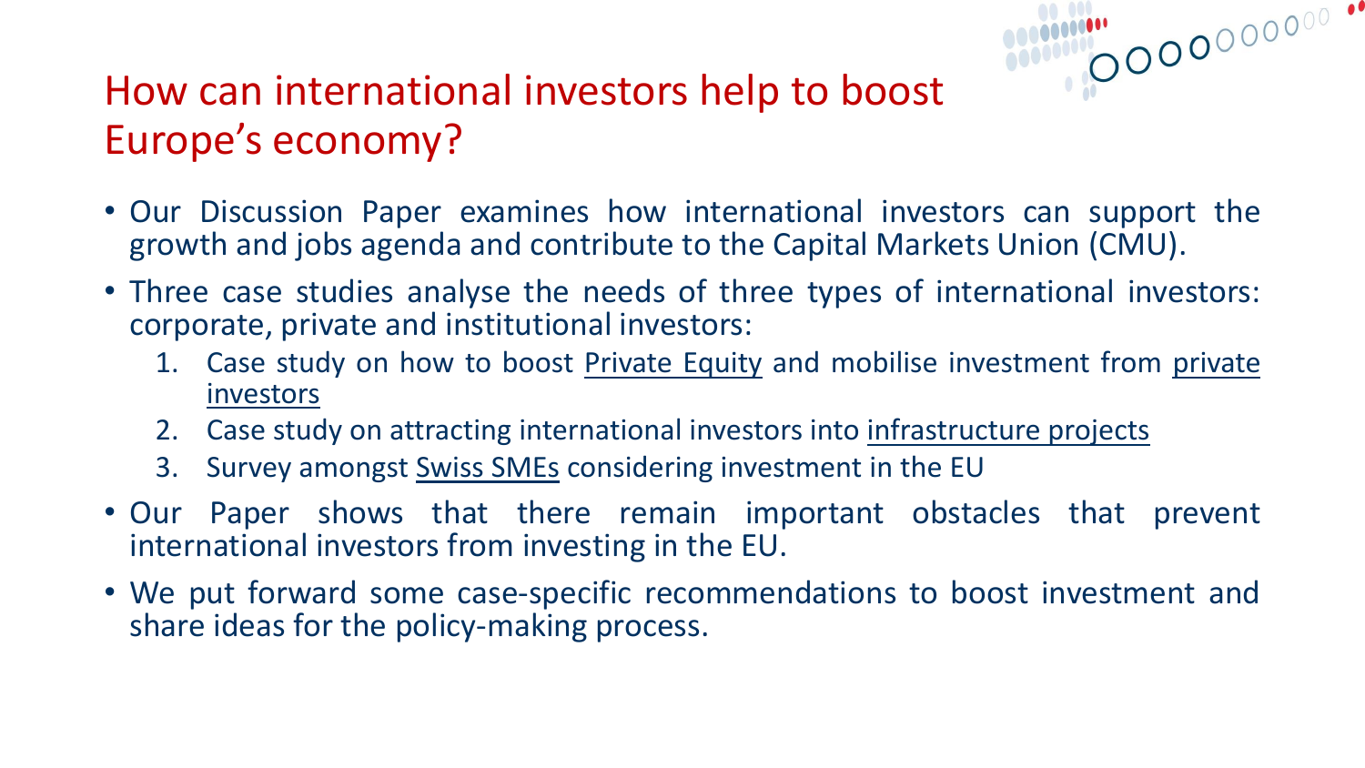# How can international investors help to boost Europe's economy?

- Our Discussion Paper examines how international investors can support the growth and jobs agenda and contribute to the Capital Markets Union (CMU).
- Three case studies analyse the needs of three types of international investors: corporate, private and institutional investors:
  1. Case study on how to boost Private Equity and mobilise investment from private investors
  2. Case study on attracting international investors into infrastructure projects
  3. Survey amongst Swiss SMEs considering investment in the EU
- Our Paper shows that there remain important obstacles that prevent international investors from investing in the EU.
- We put forward some case-specific recommendations to boost investment and share ideas for the policy-making process.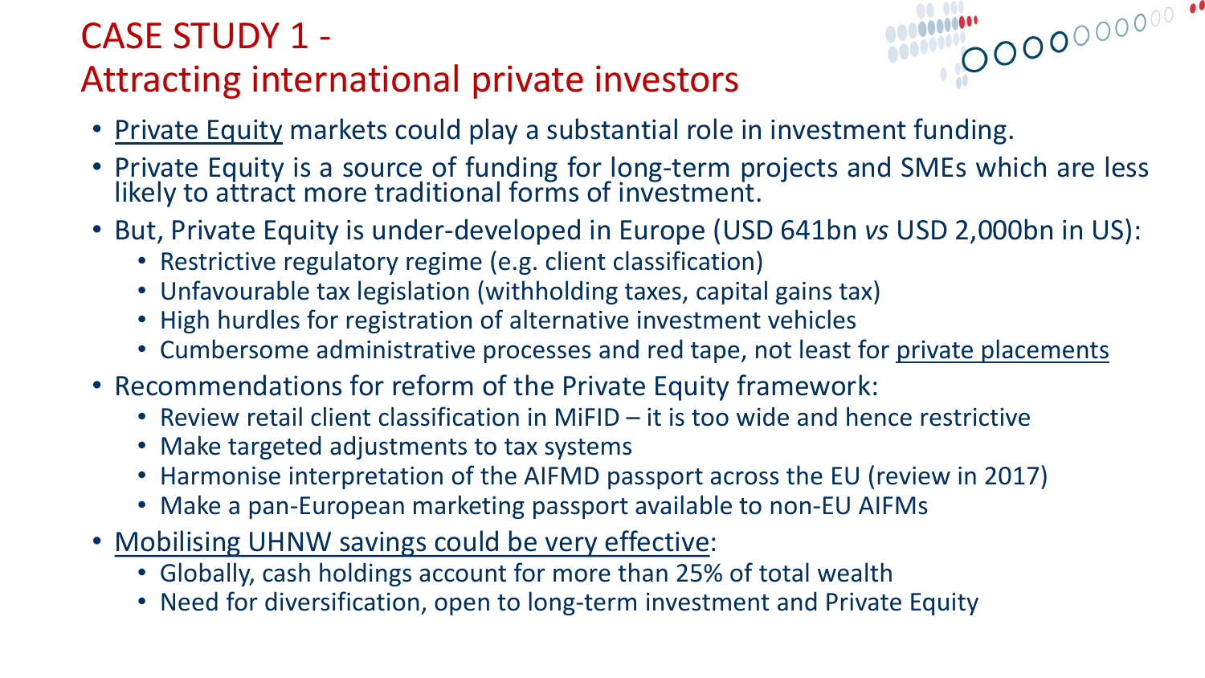# CASE STUDY 1 - Attracting international private investors

- Private Equity markets could play a substantial role in investment funding.
- Private Equity is a source of funding for long-term projects and SMEs which are less likely to attract more traditional forms of investment.
- But, Private Equity is under-developed in Europe (USD 641bn *vs* USD 2,000bn in US):
  - Restrictive regulatory regime (e.g. client classification)
  - Unfavourable tax legislation (withholding taxes, capital gains tax)
  - High hurdles for registration of alternative investment vehicles
  - Cumbersome administrative processes and red tape, not least for private placements
- Recommendations for reform of the Private Equity framework:
  - Review retail client classification in MiFID – it is too wide and hence restrictive
  - Make targeted adjustments to tax systems
  - Harmonise interpretation of the AIFMD passport across the EU (review in 2017)
  - Make a pan-European marketing passport available to non-EU AIFMs
- Mobilising UHNW savings could be very effective:
  - Globally, cash holdings account for more than 25% of total wealth
  - Need for diversification, open to long-term investment and Private Equity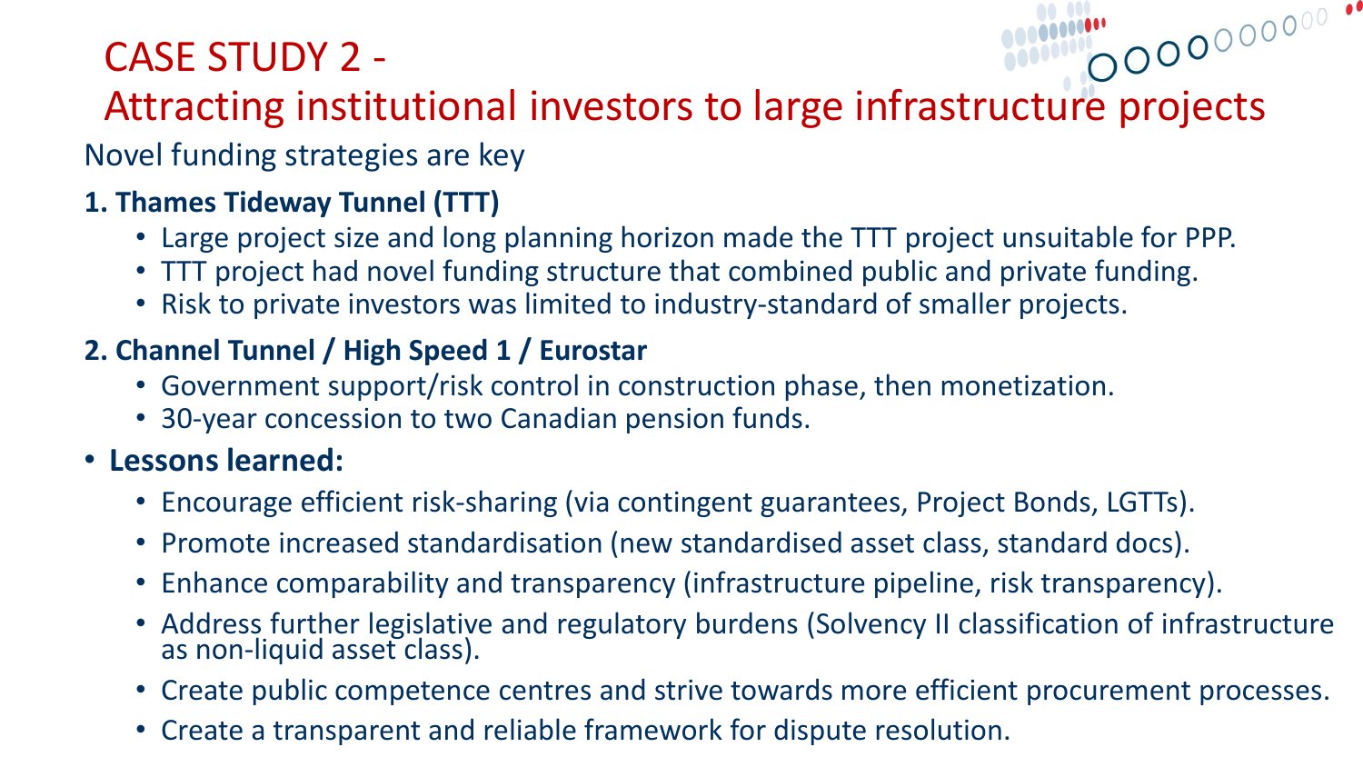# CASE STUDY 2 - Attracting institutional investors to large infrastructure projects

Novel funding strategies are key

## 1. Thames Tideway Tunnel (TTT)

- Large project size and long planning horizon made the TTT project unsuitable for PPP.
- TTT project had novel funding structure that combined public and private funding.
- Risk to private investors was limited to industry-standard of smaller projects.

## 2. Channel Tunnel / High Speed 1 / Eurostar

- Government support/risk control in construction phase, then monetization.
- 30-year concession to two Canadian pension funds.

- **Lessons learned:**
  - Encourage efficient risk-sharing (via contingent guarantees, Project Bonds, LGTTs).
  - Promote increased standardisation (new standardised asset class, standard docs).
  - Enhance comparability and transparency (infrastructure pipeline, risk transparency).
  - Address further legislative and regulatory burdens (Solvency II classification of infrastructure as non-liquid asset class).
  - Create public competence centres and strive towards more efficient procurement processes.
  - Create a transparent and reliable framework for dispute resolution.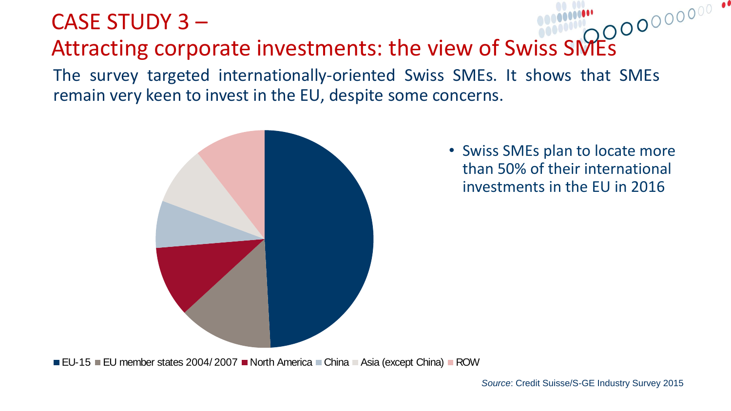# CASE STUDY 3 – Attracting corporate investments: the view of Swiss SMEs

The survey targeted internationally-oriented Swiss SMEs. It shows that SMEs remain very keen to invest in the EU, despite some concerns.

- Swiss SMEs plan to locate more than 50% of their international investments in the EU in 2016

■ EU-15 ■ EU member states 2004/ 2007 ■ North America ■ China ■ Asia (except China) ■ ROW

*Source*: Credit Suisse/S-GE Industry Survey 2015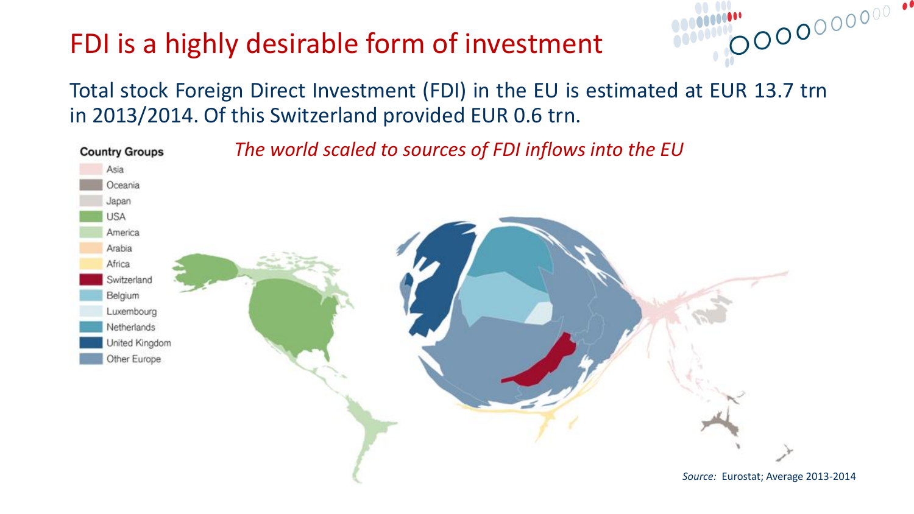# FDI is a highly desirable form of investment

Total stock Foreign Direct Investment (FDI) in the EU is estimated at EUR 13.7 trn in 2013/2014. Of this Switzerland provided EUR 0.6 trn.

*The world scaled to sources of FDI inflows into the EU*

**Country Groups**

- Asia
- Oceania
- Japan
- USA
- America
- Arabia
- Africa
- Switzerland
- Belgium
- Luxembourg
- Netherlands
- United Kingdom
- Other Europe

*Source:* Eurostat; Average 2013-2014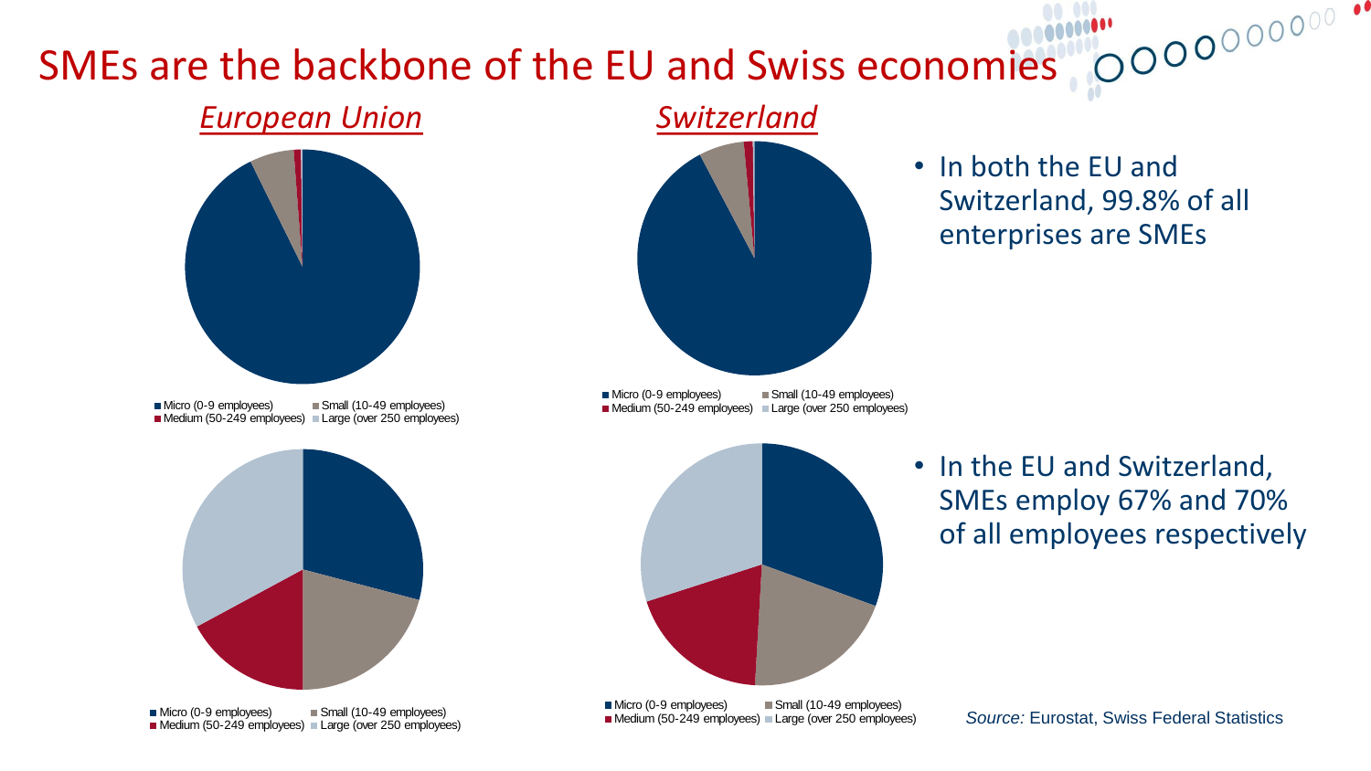# SMEs are the backbone of the EU and Swiss economies

*European Union*

*Switzerland*

Micro (0-9 employees) Small (10-49 employees)
Medium (50-249 employees) Large (over 250 employees)

Micro (0-9 employees) Small (10-49 employees)
Medium (50-249 employees) Large (over 250 employees)

- In both the EU and Switzerland, 99.8% of all enterprises are SMEs

Micro (0-9 employees) Small (10-49 employees)
Medium (50-249 employees) Large (over 250 employees)

Micro (0-9 employees) Small (10-49 employees)
Medium (50-249 employees) Large (over 250 employees)

- In the EU and Switzerland, SMEs employ 67% and 70% of all employees respectively

*Source:* Eurostat, Swiss Federal Statistics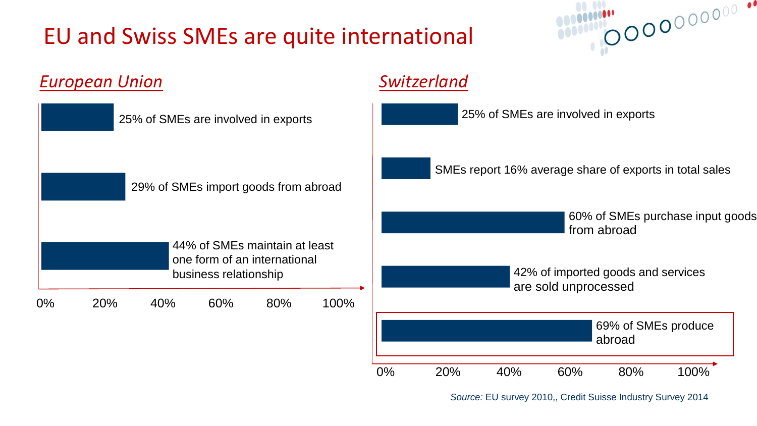# EU and Swiss SMEs are quite international

## *European Union*

- 25% of SMEs are involved in exports
- 29% of SMEs import goods from abroad
- 44% of SMEs maintain at least one form of an international business relationship

0% 20% 40% 60% 80% 100%

## *Switzerland*

- 25% of SMEs are involved in exports
- SMEs report 16% average share of exports in total sales
- 60% of SMEs purchase input goods from abroad
- 42% of imported goods and services are sold unprocessed
- 69% of SMEs produce abroad

0% 20% 40% 60% 80% 100%

*Source:* EU survey 2010,, Credit Suisse Industry Survey 2014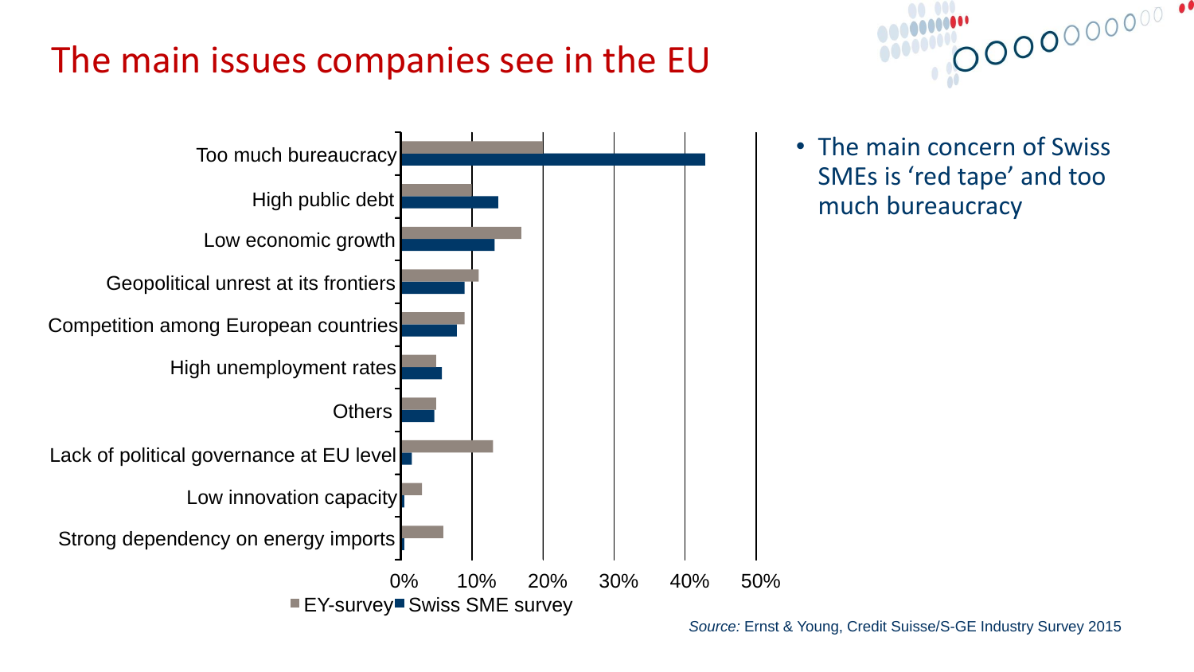# The main issues companies see in the EU

| | EY-survey | Swiss SME survey |
| --- | --- | --- |
| Too much bureaucracy | 20% | 43% |
| High public debt | 10% | 14% |
| Low economic growth | 17% | 13% |
| Geopolitical unrest at its frontiers | 11% | 9% |
| Competition among European countries | 9% | 8% |
| High unemployment rates | 5% | 6% |
| Others | 5% | 5% |
| Lack of political governance at EU level | 13% | 1% |
| Low innovation capacity | 3% | 0% |
| Strong dependency on energy imports | 6% | 0% |

- The main concern of Swiss SMEs is 'red tape' and too much bureaucracy

*Source:* Ernst & Young, Credit Suisse/S-GE Industry Survey 2015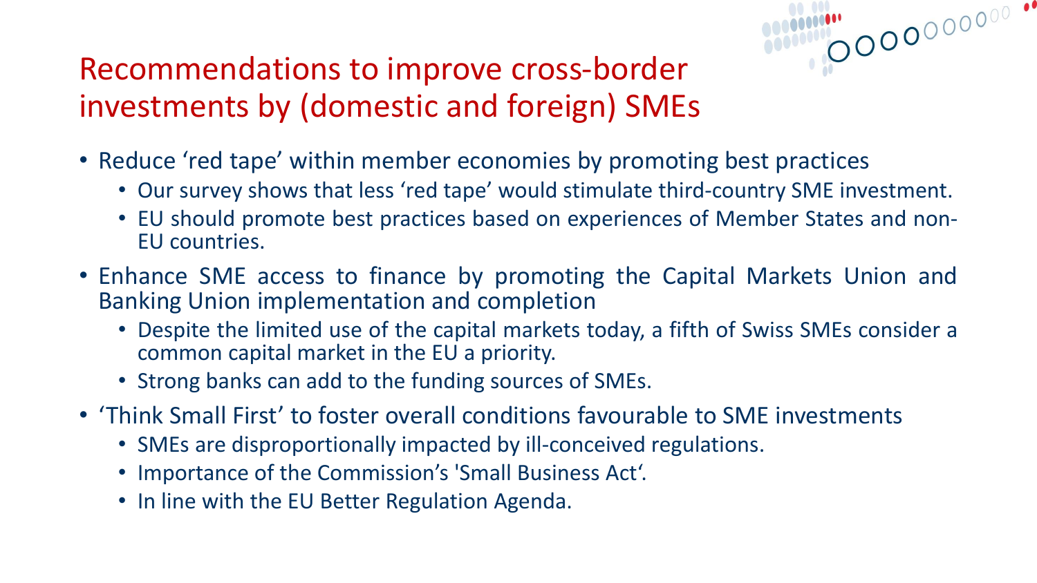# Recommendations to improve cross-border investments by (domestic and foreign) SMEs

- Reduce ‘red tape’ within member economies by promoting best practices
  - Our survey shows that less ‘red tape’ would stimulate third-country SME investment.
  - EU should promote best practices based on experiences of Member States and non-EU countries.
- Enhance SME access to finance by promoting the Capital Markets Union and Banking Union implementation and completion
  - Despite the limited use of the capital markets today, a fifth of Swiss SMEs consider a common capital market in the EU a priority.
  - Strong banks can add to the funding sources of SMEs.
- ‘Think Small First’ to foster overall conditions favourable to SME investments
  - SMEs are disproportionally impacted by ill-conceived regulations.
  - Importance of the Commission’s 'Small Business Act‘.
  - In line with the EU Better Regulation Agenda.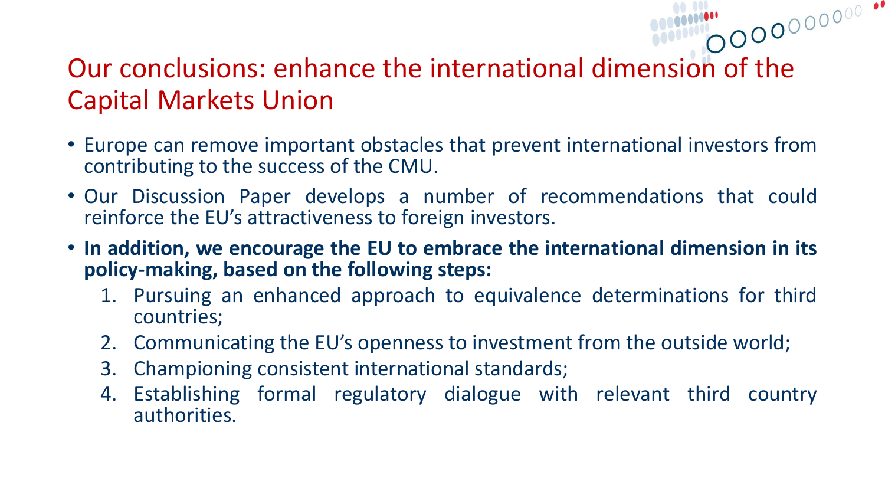# Our conclusions: enhance the international dimension of the Capital Markets Union

- Europe can remove important obstacles that prevent international investors from contributing to the success of the CMU.
- Our Discussion Paper develops a number of recommendations that could reinforce the EU's attractiveness to foreign investors.
- **In addition, we encourage the EU to embrace the international dimension in its policy-making, based on the following steps:**
  1. Pursuing an enhanced approach to equivalence determinations for third countries;
  2. Communicating the EU's openness to investment from the outside world;
  3. Championing consistent international standards;
  4. Establishing formal regulatory dialogue with relevant third country authorities.